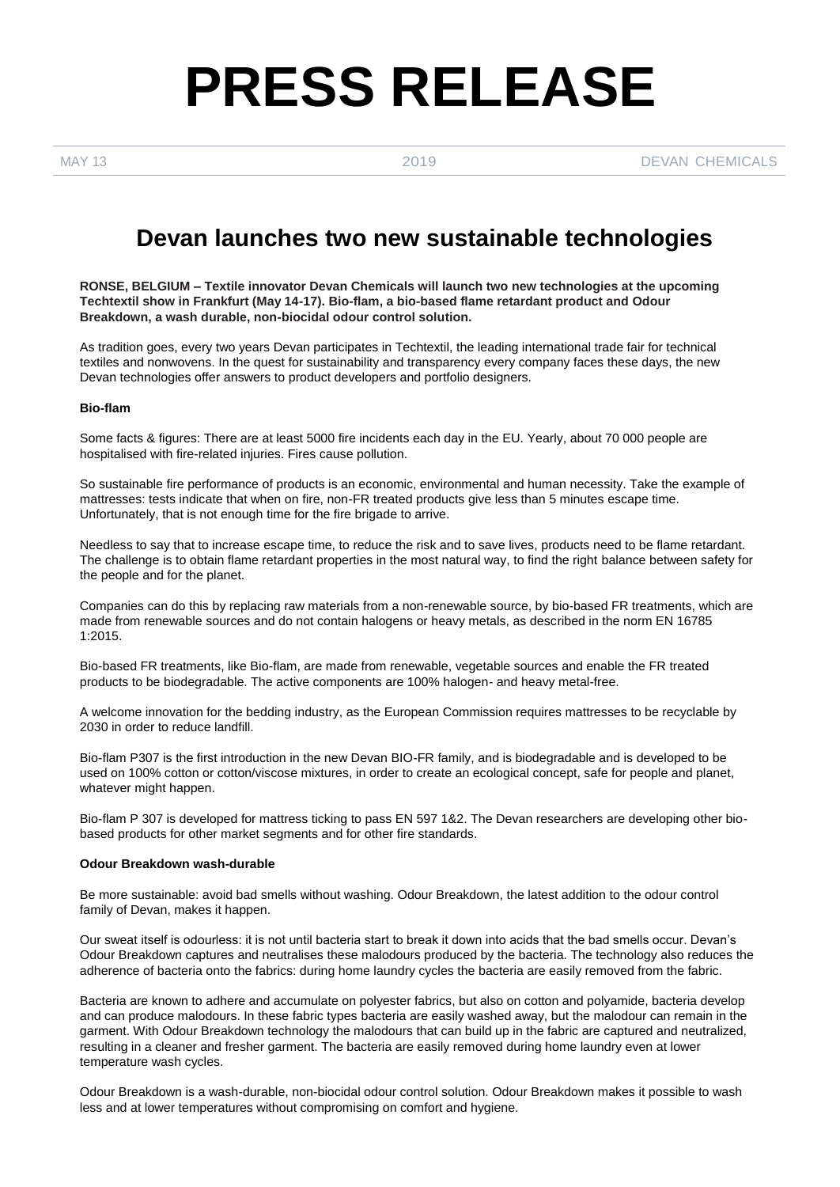# PRESS RELEASE

MAY 13 | 2019 | DEVAN CHEMICALS

## Devan launches two new sustainable technologies

**RONSE, BELGIUM – Textile innovator Devan Chemicals will launch two new technologies at the upcoming Techtextil show in Frankfurt (May 14-17). Bio-flam, a bio-based flame retardant product and Odour Breakdown, a wash durable, non-biocidal odour control solution.**

As tradition goes, every two years Devan participates in Techtextil, the leading international trade fair for technical textiles and nonwovens. In the quest for sustainability and transparency every company faces these days, the new Devan technologies offer answers to product developers and portfolio designers.

**Bio-flam**

Some facts & figures: There are at least 5000 fire incidents each day in the EU. Yearly, about 70 000 people are hospitalised with fire-related injuries. Fires cause pollution.

So sustainable fire performance of products is an economic, environmental and human necessity. Take the example of mattresses: tests indicate that when on fire, non-FR treated products give less than 5 minutes escape time. Unfortunately, that is not enough time for the fire brigade to arrive.

Needless to say that to increase escape time, to reduce the risk and to save lives, products need to be flame retardant. The challenge is to obtain flame retardant properties in the most natural way, to find the right balance between safety for the people and for the planet.

Companies can do this by replacing raw materials from a non-renewable source, by bio-based FR treatments, which are made from renewable sources and do not contain halogens or heavy metals, as described in the norm EN 16785 1:2015.

Bio-based FR treatments, like Bio-flam, are made from renewable, vegetable sources and enable the FR treated products to be biodegradable. The active components are 100% halogen- and heavy metal-free.

A welcome innovation for the bedding industry, as the European Commission requires mattresses to be recyclable by 2030 in order to reduce landfill.

Bio-flam P307 is the first introduction in the new Devan BIO-FR family, and is biodegradable and is developed to be used on 100% cotton or cotton/viscose mixtures, in order to create an ecological concept, safe for people and planet, whatever might happen.

Bio-flam P 307 is developed for mattress ticking to pass EN 597 1&2. The Devan researchers are developing other bio-based products for other market segments and for other fire standards.

**Odour Breakdown wash-durable**

Be more sustainable: avoid bad smells without washing. Odour Breakdown, the latest addition to the odour control family of Devan, makes it happen.

Our sweat itself is odourless: it is not until bacteria start to break it down into acids that the bad smells occur. Devan's Odour Breakdown captures and neutralises these malodours produced by the bacteria. The technology also reduces the adherence of bacteria onto the fabrics: during home laundry cycles the bacteria are easily removed from the fabric.

Bacteria are known to adhere and accumulate on polyester fabrics, but also on cotton and polyamide, bacteria develop and can produce malodours. In these fabric types bacteria are easily washed away, but the malodour can remain in the garment. With Odour Breakdown technology the malodours that can build up in the fabric are captured and neutralized, resulting in a cleaner and fresher garment. The bacteria are easily removed during home laundry even at lower temperature wash cycles.

Odour Breakdown is a wash-durable, non-biocidal odour control solution. Odour Breakdown makes it possible to wash less and at lower temperatures without compromising on comfort and hygiene.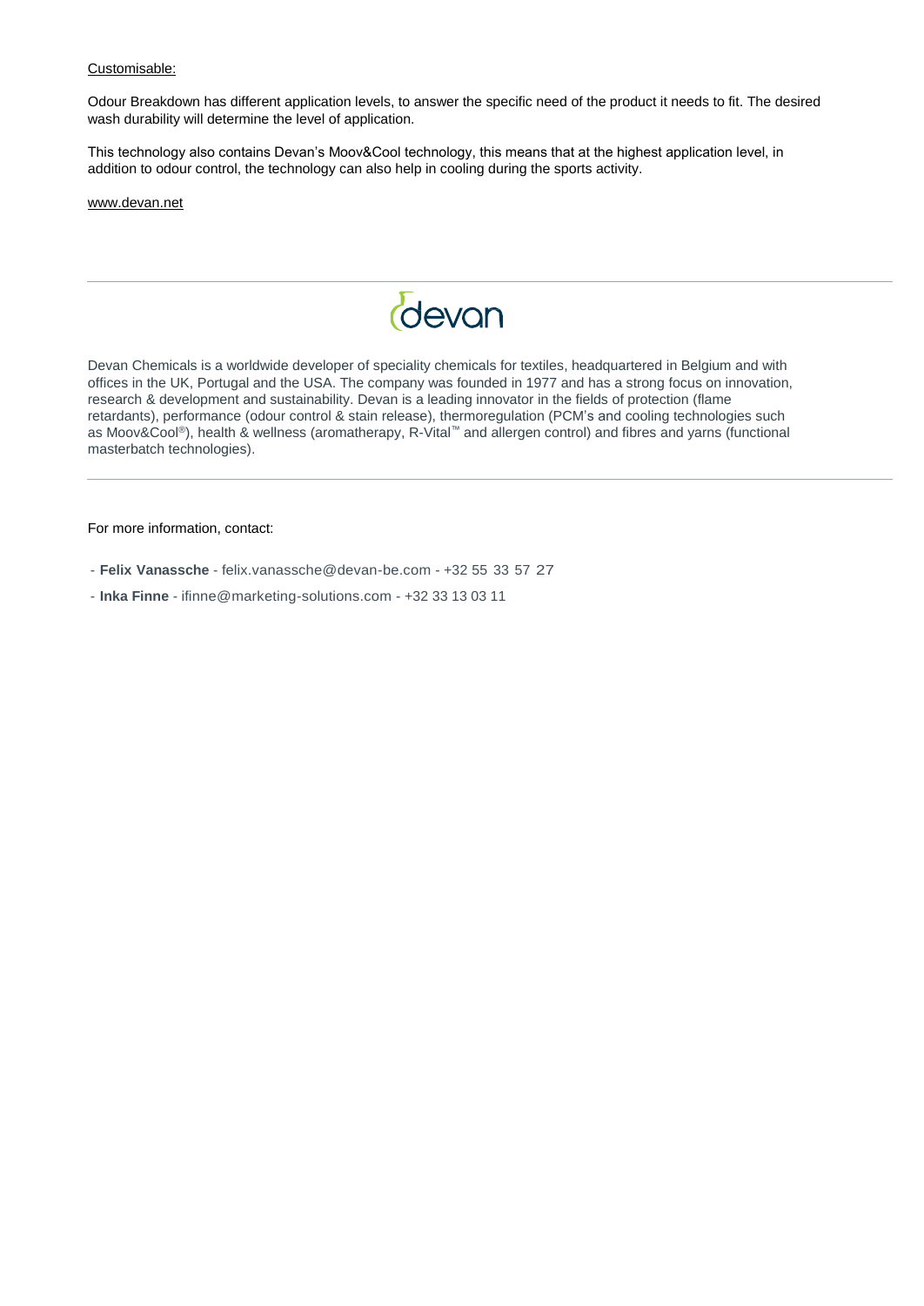Customisable:

Odour Breakdown has different application levels, to answer the specific need of the product it needs to fit. The desired wash durability will determine the level of application.

This technology also contains Devan's Moov&Cool technology, this means that at the highest application level, in addition to odour control, the technology can also help in cooling during the sports activity.

www.devan.net

---

devan

Devan Chemicals is a worldwide developer of speciality chemicals for textiles, headquartered in Belgium and with offices in the UK, Portugal and the USA. The company was founded in 1977 and has a strong focus on innovation, research & development and sustainability. Devan is a leading innovator in the fields of protection (flame retardants), performance (odour control & stain release), thermoregulation (PCM's and cooling technologies such as Moov&Cool®), health & wellness (aromatherapy, R-Vital™ and allergen control) and fibres and yarns (functional masterbatch technologies).

---

For more information, contact:

- **Felix Vanassche** - felix.vanassche@devan-be.com - +32 55 33 57 27
- **Inka Finne** - ifinne@marketing-solutions.com - +32 33 13 03 11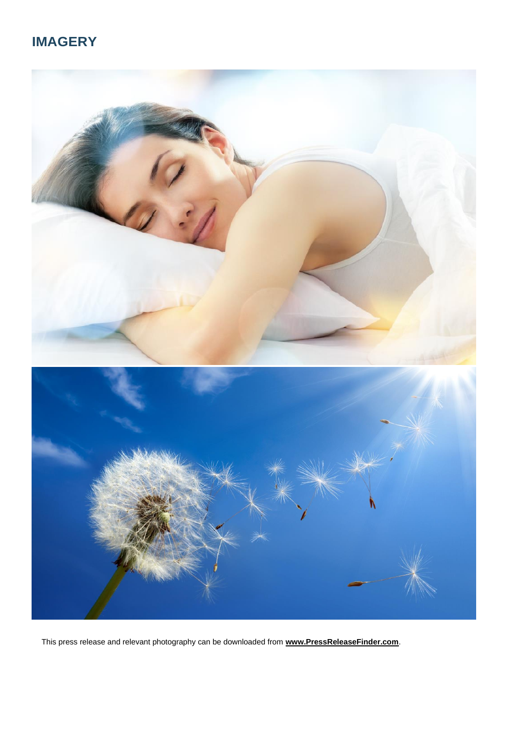# IMAGERY

This press release and relevant photography can be downloaded from **www.PressReleaseFinder.com**.